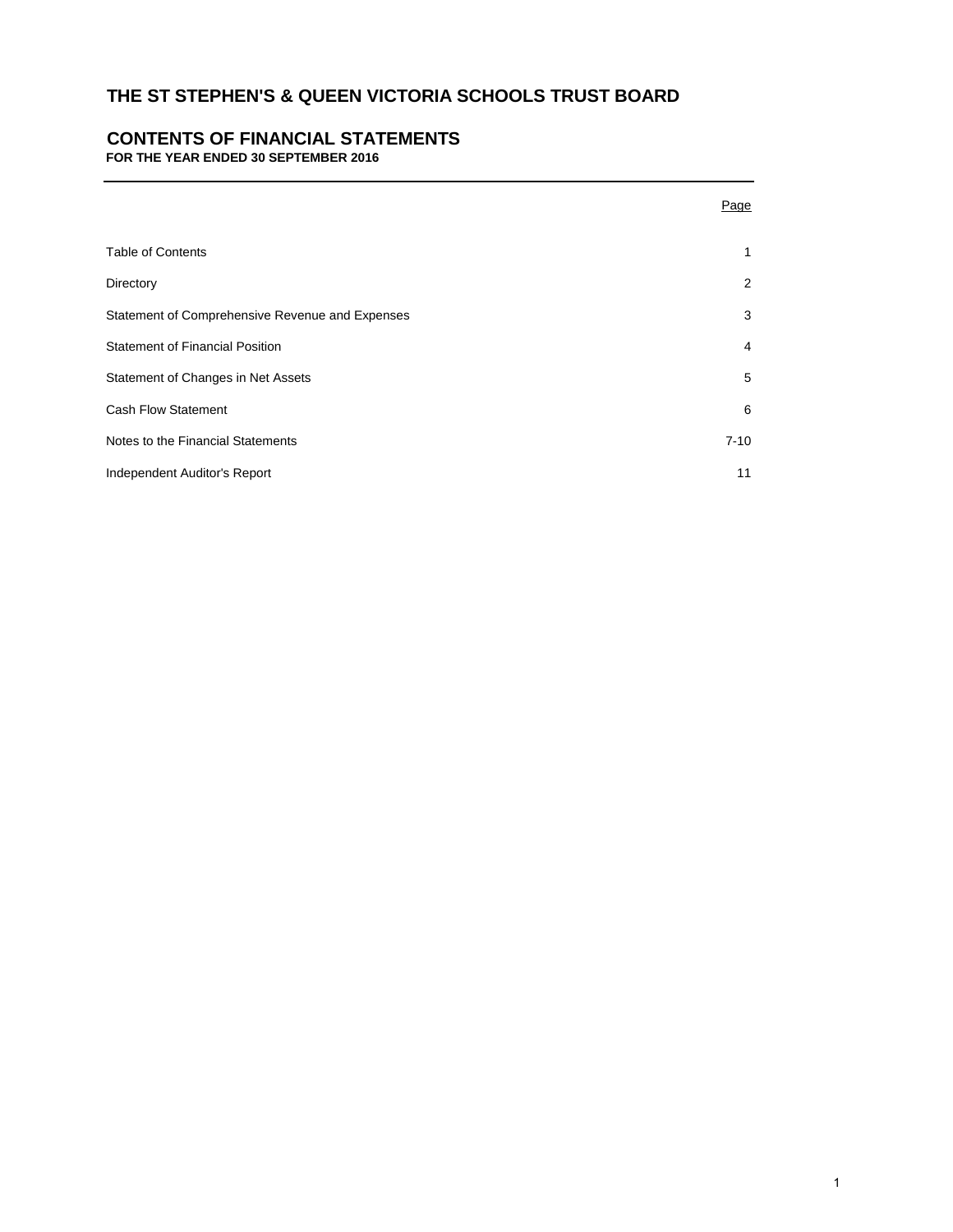# THE ST STEPHEN'S & QUEEN VICTORIA SCHOOLS TRUST BOARD

## CONTENTS OF FINANCIAL STATEMENTS

**FOR THE YEAR ENDED 30 SEPTEMBER 2016**

| | Page |
|---|---|
| Table of Contents | 1 |
| Directory | 2 |
| Statement of Comprehensive Revenue and Expenses | 3 |
| Statement of Financial Position | 4 |
| Statement of Changes in Net Assets | 5 |
| Cash Flow Statement | 6 |
| Notes to the Financial Statements | 7-10 |
| Independent Auditor's Report | 11 |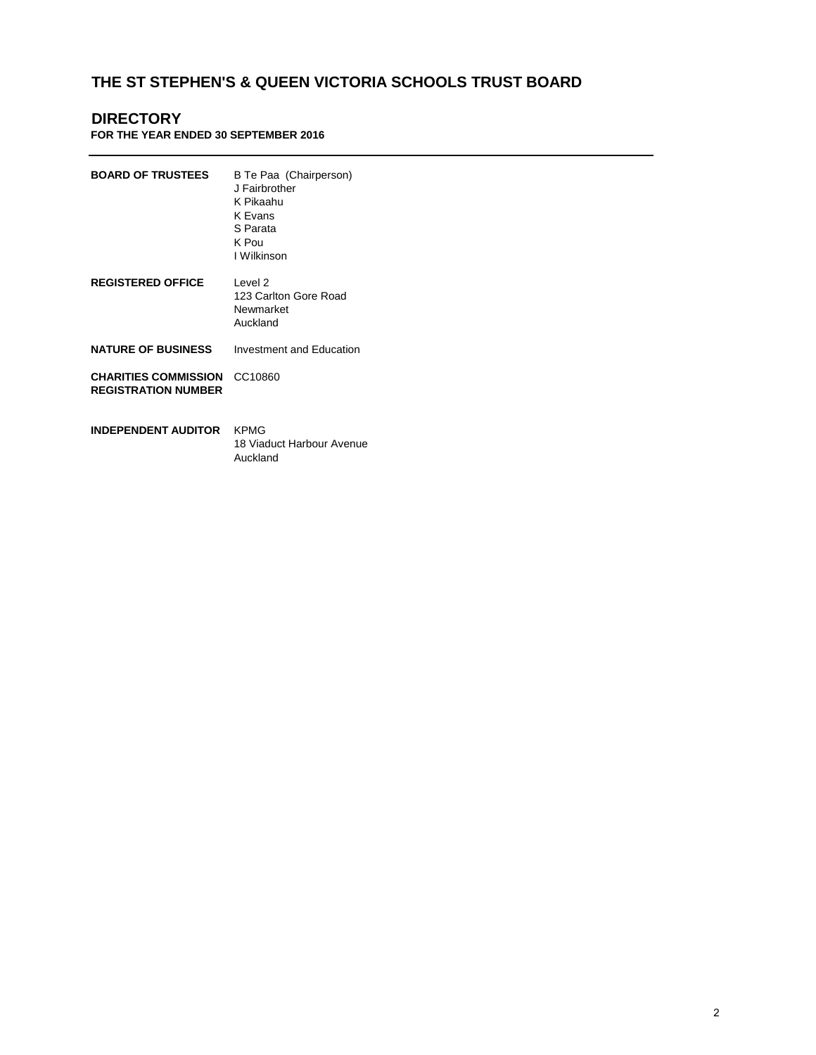# THE ST STEPHEN'S & QUEEN VICTORIA SCHOOLS TRUST BOARD

## DIRECTORY

**FOR THE YEAR ENDED 30 SEPTEMBER 2016**

| | |
|---|---|
| **BOARD OF TRUSTEES** | B Te Paa (Chairperson)<br>J Fairbrother<br>K Pikaahu<br>K Evans<br>S Parata<br>K Pou<br>I Wilkinson |
| **REGISTERED OFFICE** | Level 2<br>123 Carlton Gore Road<br>Newmarket<br>Auckland |
| **NATURE OF BUSINESS** | Investment and Education |
| **CHARITIES COMMISSION REGISTRATION NUMBER** | CC10860 |
| **INDEPENDENT AUDITOR** | KPMG<br>18 Viaduct Harbour Avenue<br>Auckland |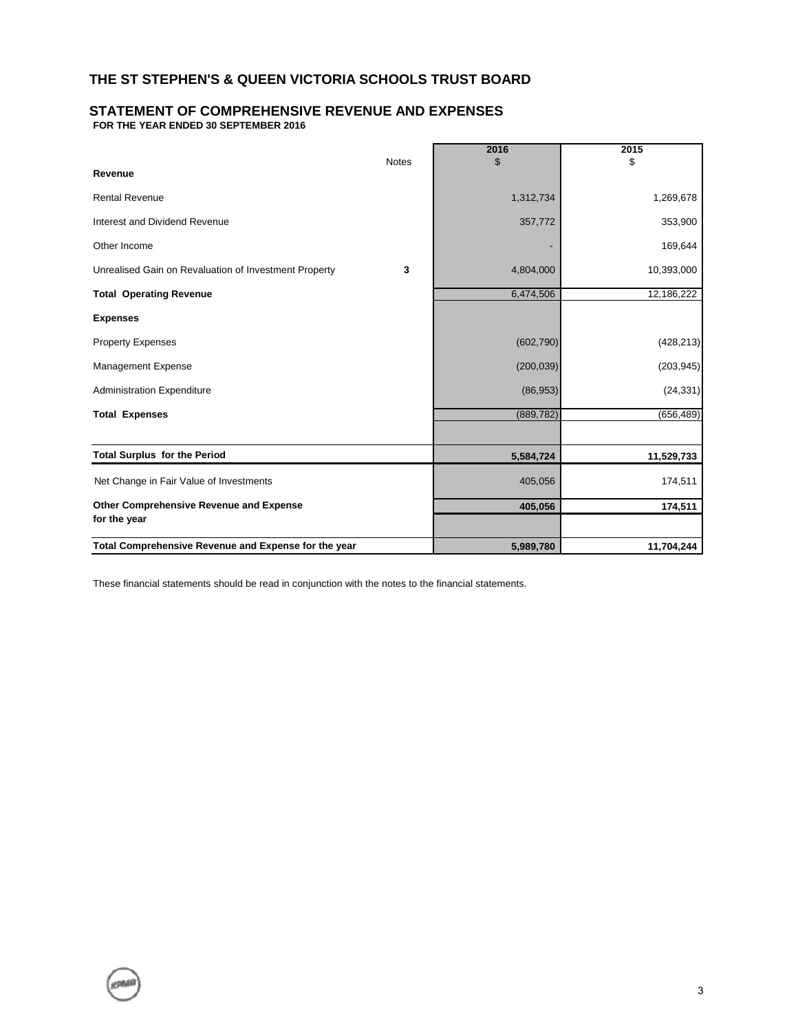# THE ST STEPHEN'S & QUEEN VICTORIA SCHOOLS TRUST BOARD

## STATEMENT OF COMPREHENSIVE REVENUE AND EXPENSES

**FOR THE YEAR ENDED 30 SEPTEMBER 2016**

| | Notes | 2016<br>$ | 2015<br>$ |
|---|---|---|---|
| **Revenue** | | | |
| Rental Revenue | | 1,312,734 | 1,269,678 |
| Interest and Dividend Revenue | | 357,772 | 353,900 |
| Other Income | | - | 169,644 |
| Unrealised Gain on Revaluation of Investment Property | **3** | 4,804,000 | 10,393,000 |
| **Total Operating Revenue** | | 6,474,506 | 12,186,222 |
| **Expenses** | | | |
| Property Expenses | | (602,790) | (428,213) |
| Management Expense | | (200,039) | (203,945) |
| Administration Expenditure | | (86,953) | (24,331) |
| **Total Expenses** | | (889,782) | (656,489) |
| **Total Surplus for the Period** | | **5,584,724** | **11,529,733** |
| Net Change in Fair Value of Investments | | 405,056 | 174,511 |
| **Other Comprehensive Revenue and Expense for the year** | | **405,056** | **174,511** |
| **Total Comprehensive Revenue and Expense for the year** | | **5,989,780** | **11,704,244** |

These financial statements should be read in conjunction with the notes to the financial statements.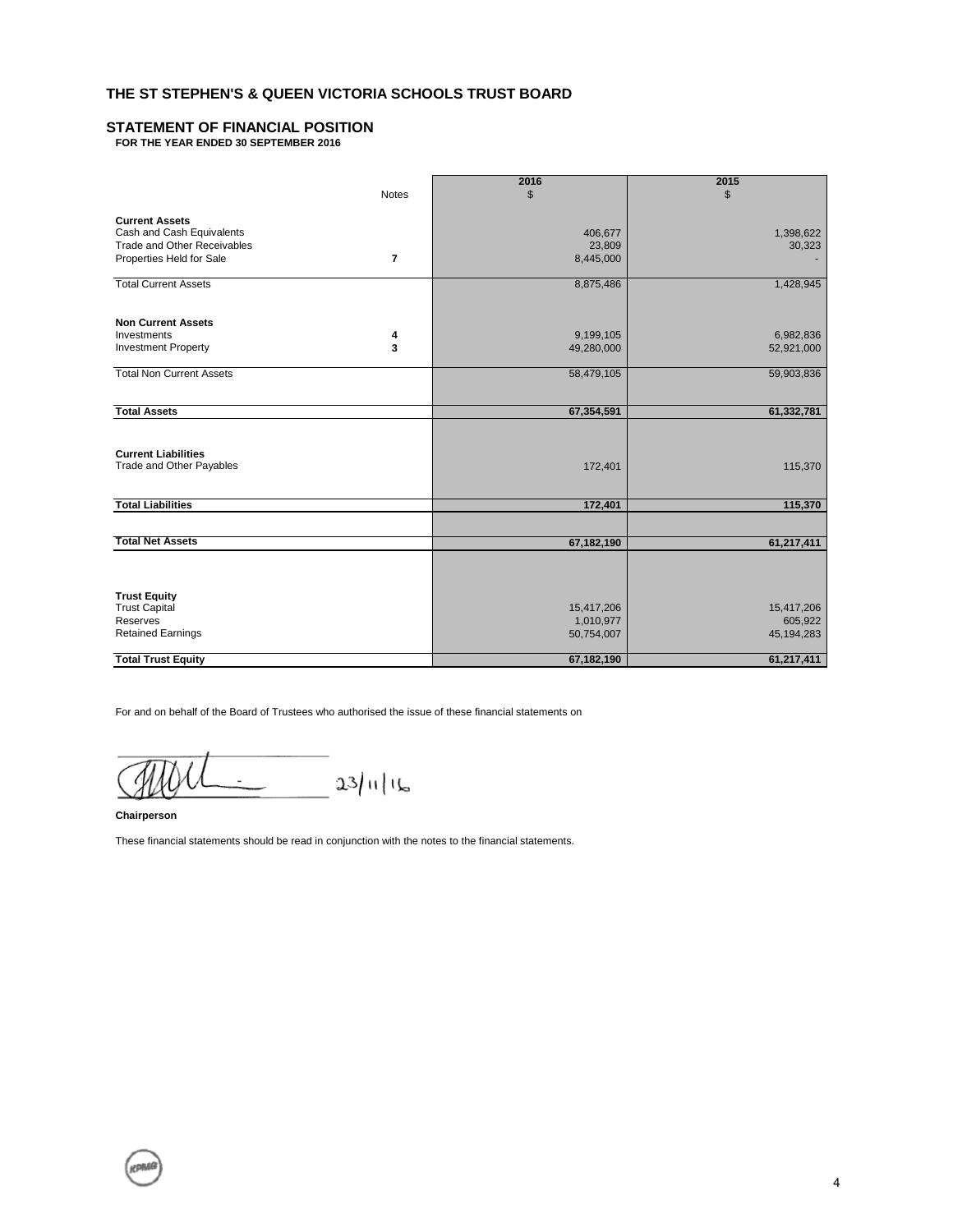# THE ST STEPHEN'S & QUEEN VICTORIA SCHOOLS TRUST BOARD

## STATEMENT OF FINANCIAL POSITION

**FOR THE YEAR ENDED 30 SEPTEMBER 2016**

| | Notes | 2016 $ | 2015 $ |
|---|---|---|---|
| **Current Assets** | | | |
| Cash and Cash Equivalents | | 406,677 | 1,398,622 |
| Trade and Other Receivables | | 23,809 | 30,323 |
| Properties Held for Sale | **7** | 8,445,000 | - |
| Total Current Assets | | 8,875,486 | 1,428,945 |
| **Non Current Assets** | | | |
| Investments | **4** | 9,199,105 | 6,982,836 |
| Investment Property | **3** | 49,280,000 | 52,921,000 |
| Total Non Current Assets | | 58,479,105 | 59,903,836 |
| **Total Assets** | | **67,354,591** | **61,332,781** |
| **Current Liabilities** | | | |
| Trade and Other Payables | | 172,401 | 115,370 |
| **Total Liabilities** | | **172,401** | **115,370** |
| **Total Net Assets** | | **67,182,190** | **61,217,411** |
| **Trust Equity** | | | |
| Trust Capital | | 15,417,206 | 15,417,206 |
| Reserves | | 1,010,977 | 605,922 |
| Retained Earnings | | 50,754,007 | 45,194,283 |
| **Total Trust Equity** | | **67,182,190** | **61,217,411** |

For and on behalf of the Board of Trustees who authorised the issue of these financial statements on

23/11/16

**Chairperson**

These financial statements should be read in conjunction with the notes to the financial statements.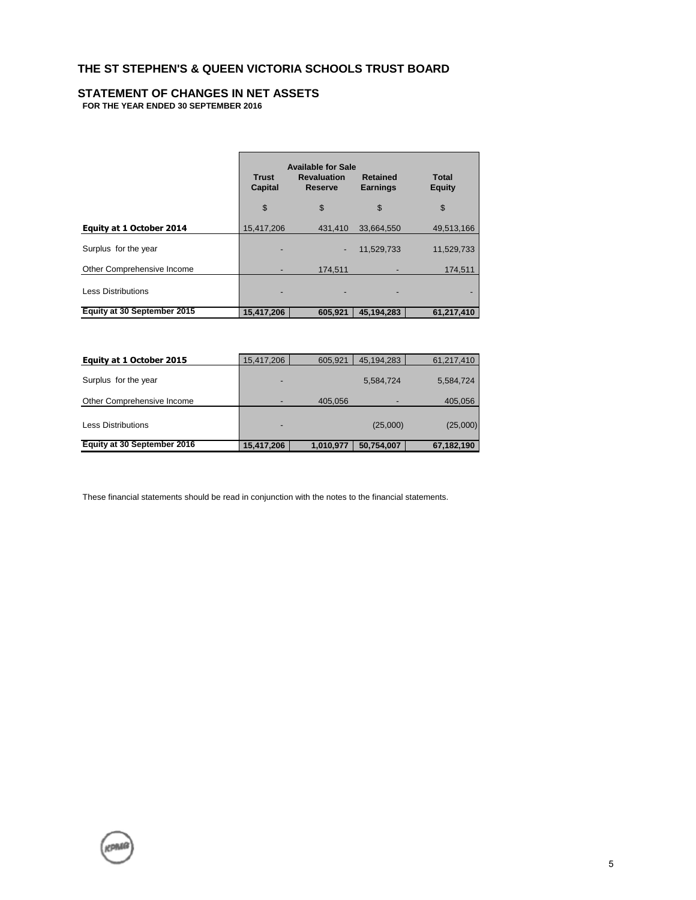# THE ST STEPHEN'S & QUEEN VICTORIA SCHOOLS TRUST BOARD

## STATEMENT OF CHANGES IN NET ASSETS

**FOR THE YEAR ENDED 30 SEPTEMBER 2016**

| | Trust Capital | Available for Sale Revaluation Reserve | Retained Earnings | Total Equity |
|---|---|---|---|---|
| | $ | $ | $ | $ |
| **Equity at 1 October 2014** | 15,417,206 | 431,410 | 33,664,550 | 49,513,166 |
| Surplus for the year | - | - | 11,529,733 | 11,529,733 |
| Other Comprehensive Income | - | 174,511 | - | 174,511 |
| Less Distributions | - | - | - | - |
| **Equity at 30 September 2015** | **15,417,206** | **605,921** | **45,194,283** | **61,217,410** |

| | Trust Capital | Available for Sale Revaluation Reserve | Retained Earnings | Total Equity |
|---|---|---|---|---|
| **Equity at 1 October 2015** | 15,417,206 | 605,921 | 45,194,283 | 61,217,410 |
| Surplus for the year | - | | 5,584,724 | 5,584,724 |
| Other Comprehensive Income | - | 405,056 | - | 405,056 |
| Less Distributions | - | | (25,000) | (25,000) |
| **Equity at 30 September 2016** | **15,417,206** | **1,010,977** | **50,754,007** | **67,182,190** |

These financial statements should be read in conjunction with the notes to the financial statements.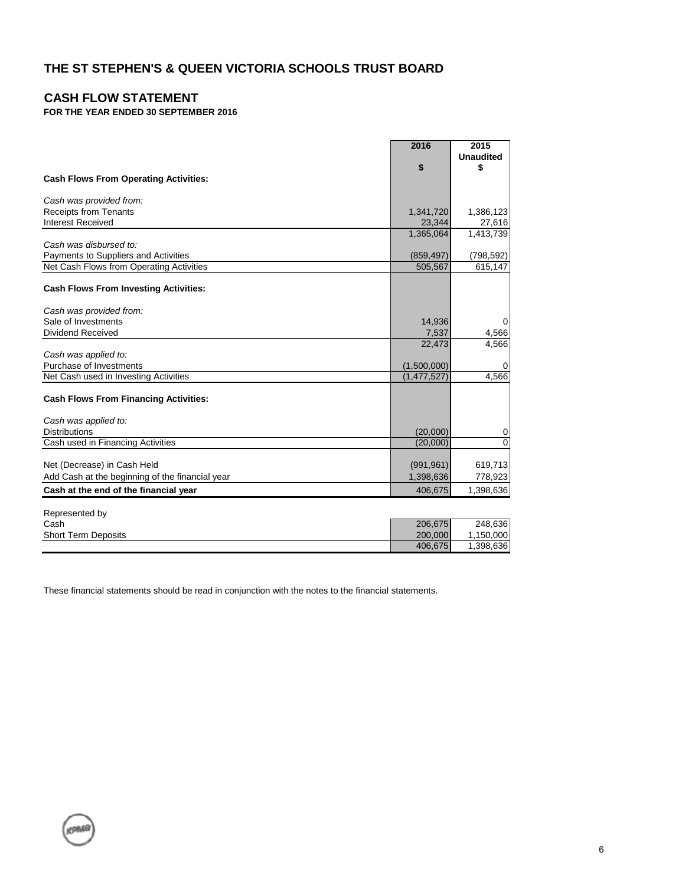# THE ST STEPHEN'S & QUEEN VICTORIA SCHOOLS TRUST BOARD

## CASH FLOW STATEMENT

**FOR THE YEAR ENDED 30 SEPTEMBER 2016**

| | 2016 | 2015 Unaudited |
|---|---|---|
| | $ | $ |
| **Cash Flows From Operating Activities:** | | |
| *Cash was provided from:* | | |
| Receipts from Tenants | 1,341,720 | 1,386,123 |
| Interest Received | 23,344 | 27,616 |
| | 1,365,064 | 1,413,739 |
| *Cash was disbursed to:* | | |
| Payments to Suppliers and Activities | (859,497) | (798,592) |
| Net Cash Flows from Operating Activities | 505,567 | 615,147 |
| **Cash Flows From Investing Activities:** | | |
| *Cash was provided from:* | | |
| Sale of Investments | 14,936 | 0 |
| Dividend Received | 7,537 | 4,566 |
| | 22,473 | 4,566 |
| *Cash was applied to:* | | |
| Purchase of Investments | (1,500,000) | 0 |
| Net Cash used in Investing Activities | (1,477,527) | 4,566 |
| **Cash Flows From Financing Activities:** | | |
| *Cash was applied to:* | | |
| Distributions | (20,000) | 0 |
| Cash used in Financing Activities | (20,000) | 0 |
| Net (Decrease) in Cash Held | (991,961) | 619,713 |
| Add Cash at the beginning of the financial year | 1,398,636 | 778,923 |
| **Cash at the end of the financial year** | 406,675 | 1,398,636 |
| Represented by | | |
| Cash | 206,675 | 248,636 |
| Short Term Deposits | 200,000 | 1,150,000 |
| | 406,675 | 1,398,636 |

These financial statements should be read in conjunction with the notes to the financial statements.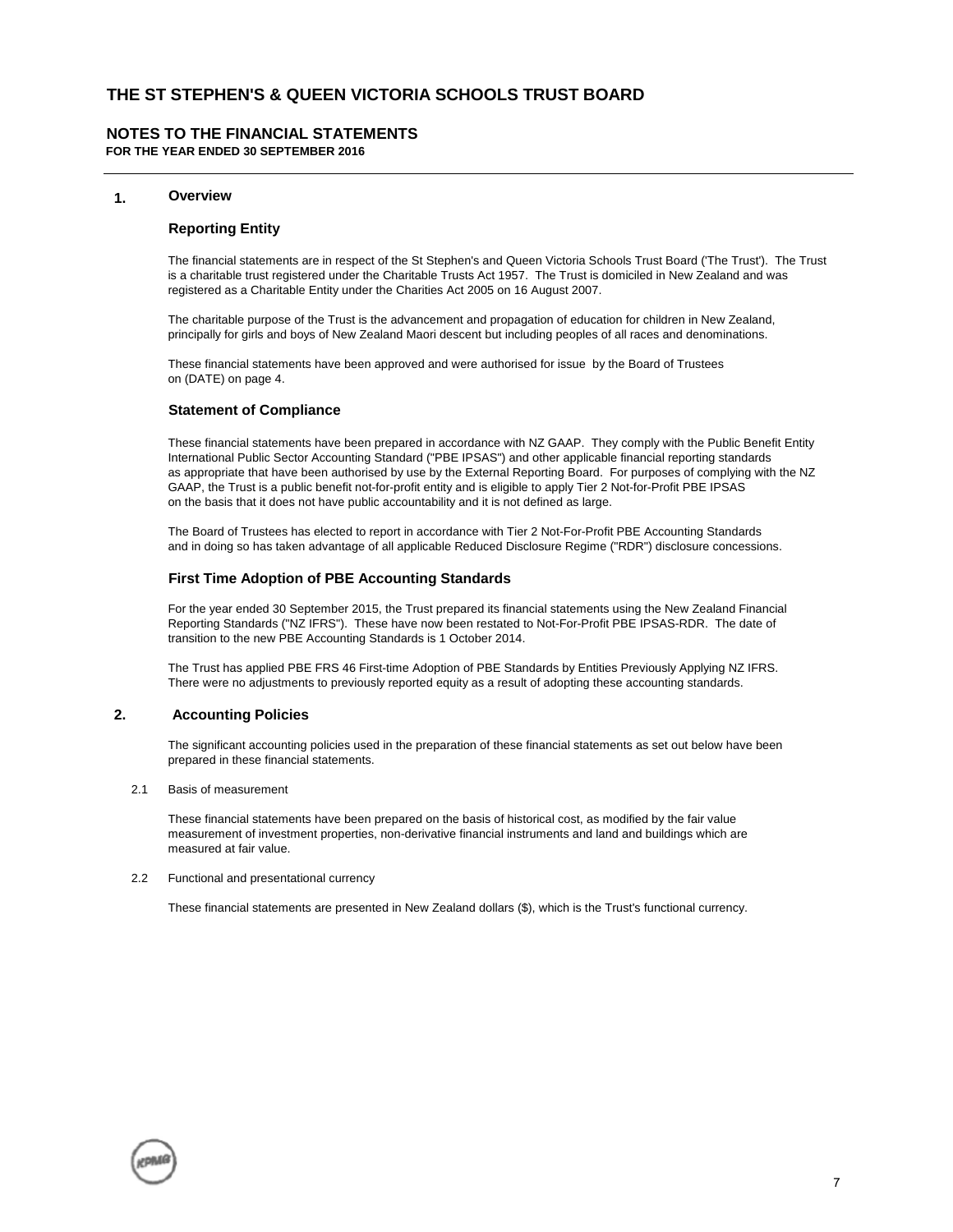# THE ST STEPHEN'S & QUEEN VICTORIA SCHOOLS TRUST BOARD

## NOTES TO THE FINANCIAL STATEMENTS

**FOR THE YEAR ENDED 30 SEPTEMBER 2016**

### 1. Overview

#### Reporting Entity

The financial statements are in respect of the St Stephen's and Queen Victoria Schools Trust Board ('The Trust'). The Trust is a charitable trust registered under the Charitable Trusts Act 1957. The Trust is domiciled in New Zealand and was registered as a Charitable Entity under the Charities Act 2005 on 16 August 2007.

The charitable purpose of the Trust is the advancement and propagation of education for children in New Zealand, principally for girls and boys of New Zealand Maori descent but including peoples of all races and denominations.

These financial statements have been approved and were authorised for issue by the Board of Trustees on (DATE) on page 4.

#### Statement of Compliance

These financial statements have been prepared in accordance with NZ GAAP. They comply with the Public Benefit Entity International Public Sector Accounting Standard ("PBE IPSAS") and other applicable financial reporting standards as appropriate that have been authorised by use by the External Reporting Board. For purposes of complying with the NZ GAAP, the Trust is a public benefit not-for-profit entity and is eligible to apply Tier 2 Not-for-Profit PBE IPSAS on the basis that it does not have public accountability and it is not defined as large.

The Board of Trustees has elected to report in accordance with Tier 2 Not-For-Profit PBE Accounting Standards and in doing so has taken advantage of all applicable Reduced Disclosure Regime ("RDR") disclosure concessions.

#### First Time Adoption of PBE Accounting Standards

For the year ended 30 September 2015, the Trust prepared its financial statements using the New Zealand Financial Reporting Standards ("NZ IFRS"). These have now been restated to Not-For-Profit PBE IPSAS-RDR. The date of transition to the new PBE Accounting Standards is 1 October 2014.

The Trust has applied PBE FRS 46 First-time Adoption of PBE Standards by Entities Previously Applying NZ IFRS. There were no adjustments to previously reported equity as a result of adopting these accounting standards.

### 2. Accounting Policies

The significant accounting policies used in the preparation of these financial statements as set out below have been prepared in these financial statements.

2.1 Basis of measurement

These financial statements have been prepared on the basis of historical cost, as modified by the fair value measurement of investment properties, non-derivative financial instruments and land and buildings which are measured at fair value.

2.2 Functional and presentational currency

These financial statements are presented in New Zealand dollars ($), which is the Trust's functional currency.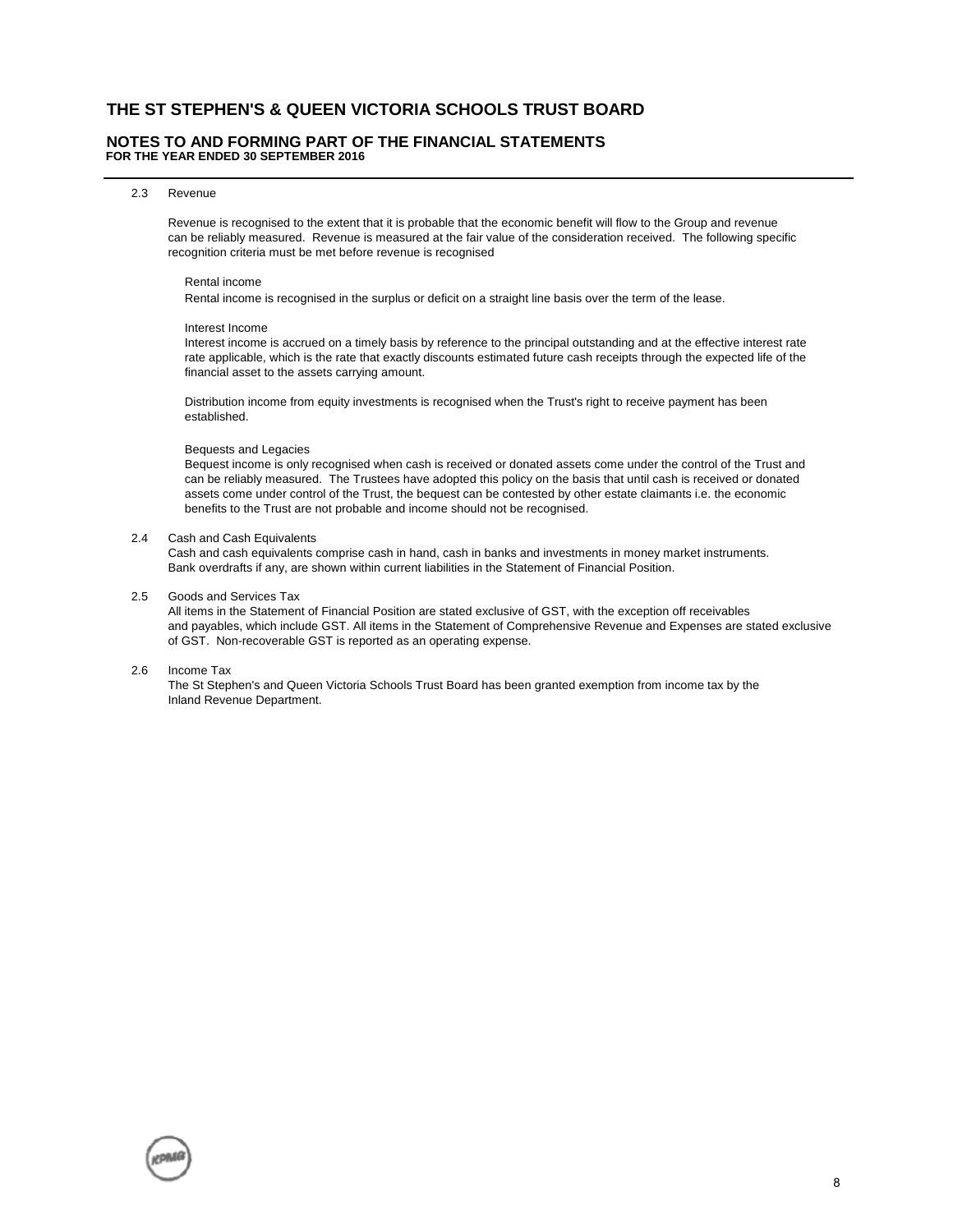# THE ST STEPHEN'S & QUEEN VICTORIA SCHOOLS TRUST BOARD

## NOTES TO AND FORMING PART OF THE FINANCIAL STATEMENTS
**FOR THE YEAR ENDED 30 SEPTEMBER 2016**

2.3 Revenue

Revenue is recognised to the extent that it is probable that the economic benefit will flow to the Group and revenue can be reliably measured. Revenue is measured at the fair value of the consideration received. The following specific recognition criteria must be met before revenue is recognised

Rental income

Rental income is recognised in the surplus or deficit on a straight line basis over the term of the lease.

Interest Income

Interest income is accrued on a timely basis by reference to the principal outstanding and at the effective interest rate rate applicable, which is the rate that exactly discounts estimated future cash receipts through the expected life of the financial asset to the assets carrying amount.

Distribution income from equity investments is recognised when the Trust's right to receive payment has been established.

Bequests and Legacies

Bequest income is only recognised when cash is received or donated assets come under the control of the Trust and can be reliably measured. The Trustees have adopted this policy on the basis that until cash is received or donated assets come under control of the Trust, the bequest can be contested by other estate claimants i.e. the economic benefits to the Trust are not probable and income should not be recognised.

2.4 Cash and Cash Equivalents

Cash and cash equivalents comprise cash in hand, cash in banks and investments in money market instruments. Bank overdrafts if any, are shown within current liabilities in the Statement of Financial Position.

2.5 Goods and Services Tax

All items in the Statement of Financial Position are stated exclusive of GST, with the exception off receivables and payables, which include GST. All items in the Statement of Comprehensive Revenue and Expenses are stated exclusive of GST. Non-recoverable GST is reported as an operating expense.

2.6 Income Tax

The St Stephen's and Queen Victoria Schools Trust Board has been granted exemption from income tax by the Inland Revenue Department.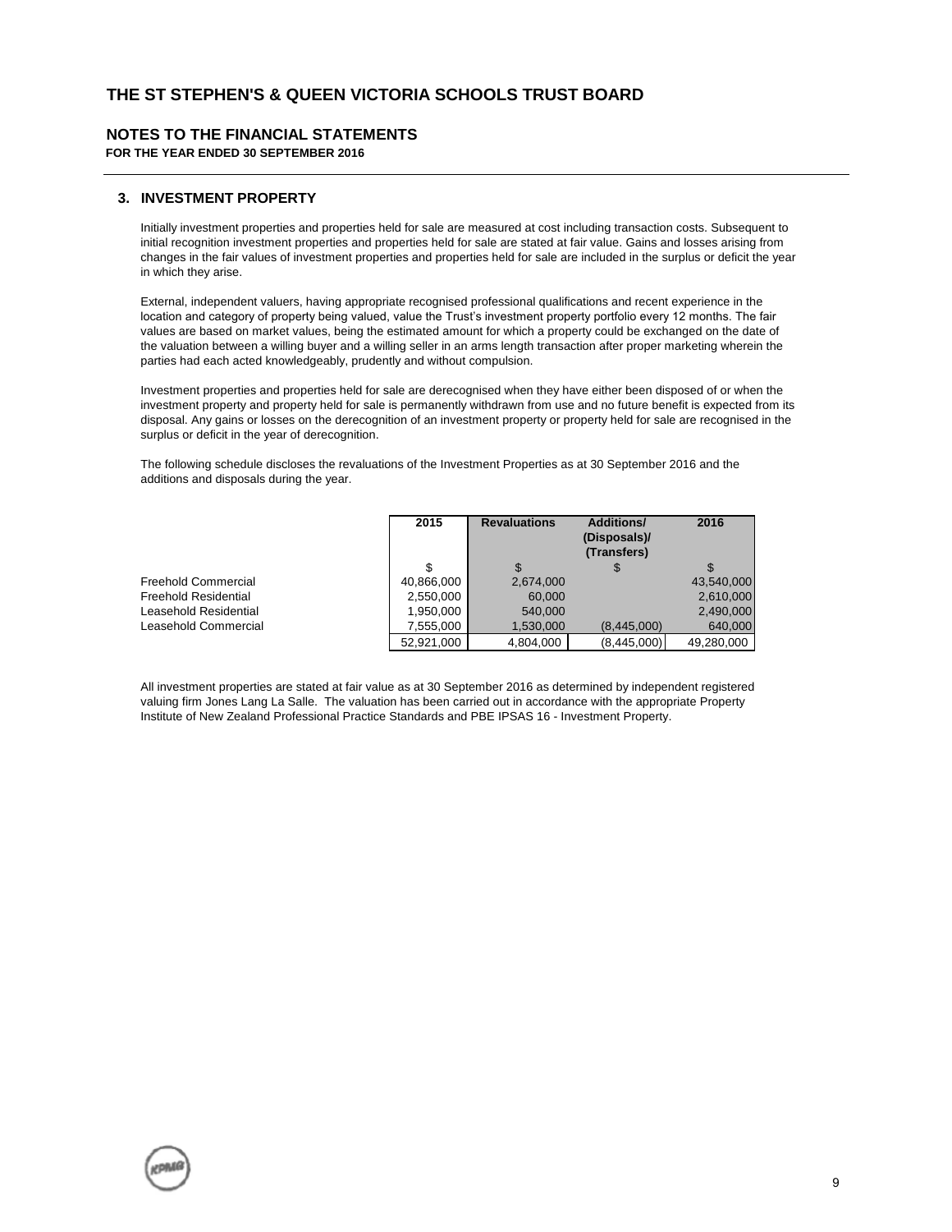# THE ST STEPHEN'S & QUEEN VICTORIA SCHOOLS TRUST BOARD

## NOTES TO THE FINANCIAL STATEMENTS

**FOR THE YEAR ENDED 30 SEPTEMBER 2016**

### 3. INVESTMENT PROPERTY

Initially investment properties and properties held for sale are measured at cost including transaction costs. Subsequent to initial recognition investment properties and properties held for sale are stated at fair value. Gains and losses arising from changes in the fair values of investment properties and properties held for sale are included in the surplus or deficit the year in which they arise.

External, independent valuers, having appropriate recognised professional qualifications and recent experience in the location and category of property being valued, value the Trust's investment property portfolio every 12 months. The fair values are based on market values, being the estimated amount for which a property could be exchanged on the date of the valuation between a willing buyer and a willing seller in an arms length transaction after proper marketing wherein the parties had each acted knowledgeably, prudently and without compulsion.

Investment properties and properties held for sale are derecognised when they have either been disposed of or when the investment property and property held for sale is permanently withdrawn from use and no future benefit is expected from its disposal. Any gains or losses on the derecognition of an investment property or property held for sale are recognised in the surplus or deficit in the year of derecognition.

The following schedule discloses the revaluations of the Investment Properties as at 30 September 2016 and the additions and disposals during the year.

| | 2015 | Revaluations | Additions/ (Disposals)/ (Transfers) | 2016 |
|---|---|---|---|---|
| | $ | $ | $ | $ |
| Freehold Commercial | 40,866,000 | 2,674,000 | | 43,540,000 |
| Freehold Residential | 2,550,000 | 60,000 | | 2,610,000 |
| Leasehold Residential | 1,950,000 | 540,000 | | 2,490,000 |
| Leasehold Commercial | 7,555,000 | 1,530,000 | (8,445,000) | 640,000 |
| | 52,921,000 | 4,804,000 | (8,445,000) | 49,280,000 |

All investment properties are stated at fair value as at 30 September 2016 as determined by independent registered valuing firm Jones Lang La Salle. The valuation has been carried out in accordance with the appropriate Property Institute of New Zealand Professional Practice Standards and PBE IPSAS 16 - Investment Property.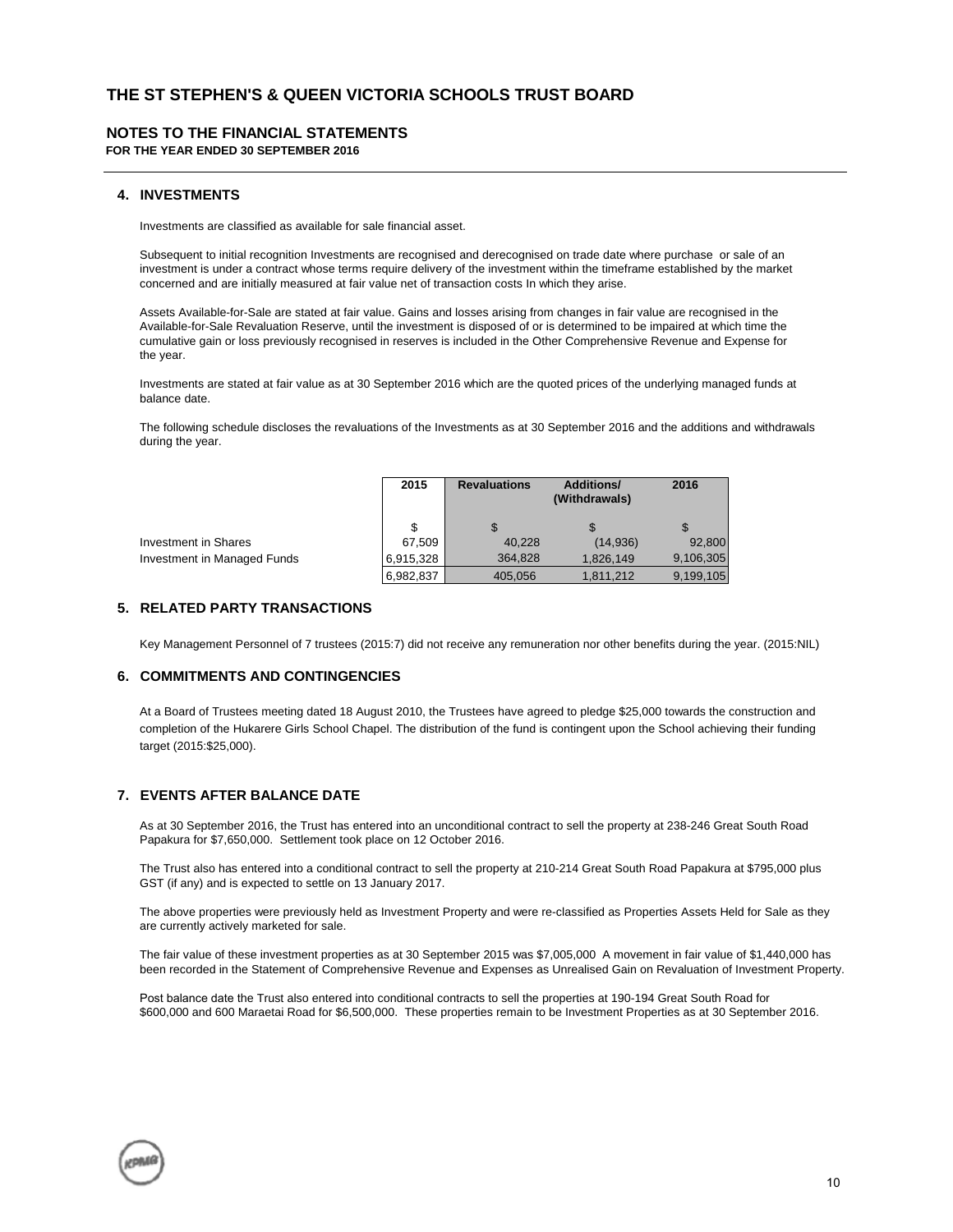# THE ST STEPHEN'S & QUEEN VICTORIA SCHOOLS TRUST BOARD

## NOTES TO THE FINANCIAL STATEMENTS

**FOR THE YEAR ENDED 30 SEPTEMBER 2016**

### 4. INVESTMENTS

Investments are classified as available for sale financial asset.

Subsequent to initial recognition Investments are recognised and derecognised on trade date where purchase or sale of an investment is under a contract whose terms require delivery of the investment within the timeframe established by the market concerned and are initially measured at fair value net of transaction costs In which they arise.

Assets Available-for-Sale are stated at fair value. Gains and losses arising from changes in fair value are recognised in the Available-for-Sale Revaluation Reserve, until the investment is disposed of or is determined to be impaired at which time the cumulative gain or loss previously recognised in reserves is included in the Other Comprehensive Revenue and Expense for the year.

Investments are stated at fair value as at 30 September 2016 which are the quoted prices of the underlying managed funds at balance date.

The following schedule discloses the revaluations of the Investments as at 30 September 2016 and the additions and withdrawals during the year.

| | 2015 | Revaluations | Additions/ (Withdrawals) | 2016 |
|---|---|---|---|---|
| | $ | $ | $ | $ |
| Investment in Shares | 67,509 | 40,228 | (14,936) | 92,800 |
| Investment in Managed Funds | 6,915,328 | 364,828 | 1,826,149 | 9,106,305 |
| | 6,982,837 | 405,056 | 1,811,212 | 9,199,105 |

### 5. RELATED PARTY TRANSACTIONS

Key Management Personnel of 7 trustees (2015:7) did not receive any remuneration nor other benefits during the year. (2015:NIL)

### 6. COMMITMENTS AND CONTINGENCIES

At a Board of Trustees meeting dated 18 August 2010, the Trustees have agreed to pledge $25,000 towards the construction and completion of the Hukarere Girls School Chapel. The distribution of the fund is contingent upon the School achieving their funding target (2015:$25,000).

### 7. EVENTS AFTER BALANCE DATE

As at 30 September 2016, the Trust has entered into an unconditional contract to sell the property at 238-246 Great South Road Papakura for $7,650,000. Settlement took place on 12 October 2016.

The Trust also has entered into a conditional contract to sell the property at 210-214 Great South Road Papakura at $795,000 plus GST (if any) and is expected to settle on 13 January 2017.

The above properties were previously held as Investment Property and were re-classified as Properties Assets Held for Sale as they are currently actively marketed for sale.

The fair value of these investment properties as at 30 September 2015 was $7,005,000 A movement in fair value of $1,440,000 has been recorded in the Statement of Comprehensive Revenue and Expenses as Unrealised Gain on Revaluation of Investment Property.

Post balance date the Trust also entered into conditional contracts to sell the properties at 190-194 Great South Road for $600,000 and 600 Maraetai Road for $6,500,000. These properties remain to be Investment Properties as at 30 September 2016.